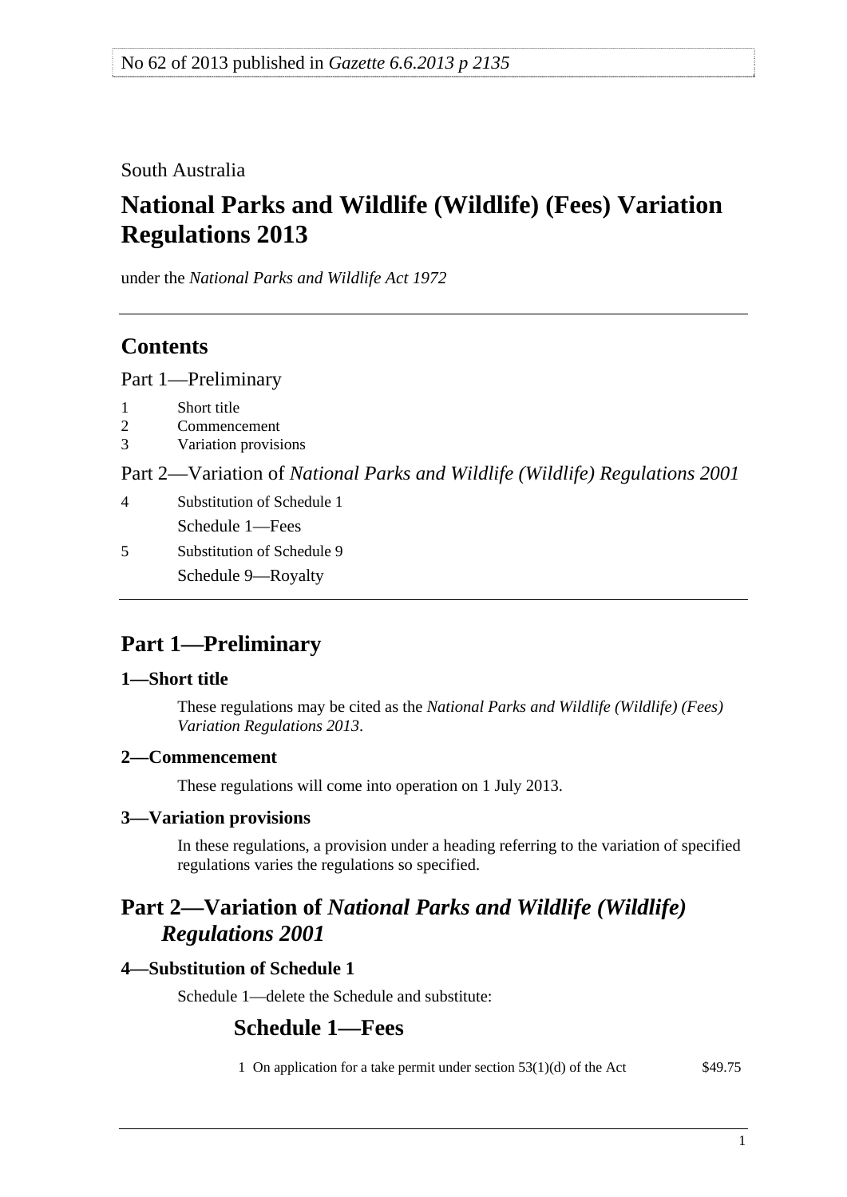No 62 of 2013 published in *Gazette 6.6.2013 p 2135*

South Australia

# National Parks and Wildlife (Wildlife) (Fees) Variation Regulations 2013

under the *National Parks and Wildlife Act 1972*

## Contents

Part 1—Preliminary

1 Short title
2 Commencement
3 Variation provisions

Part 2—Variation of *National Parks and Wildlife (Wildlife) Regulations 2001*

4 Substitution of Schedule 1
Schedule 1—Fees
5 Substitution of Schedule 9
Schedule 9—Royalty

## Part 1—Preliminary

### 1—Short title

These regulations may be cited as the *National Parks and Wildlife (Wildlife) (Fees) Variation Regulations 2013*.

### 2—Commencement

These regulations will come into operation on 1 July 2013.

### 3—Variation provisions

In these regulations, a provision under a heading referring to the variation of specified regulations varies the regulations so specified.

## Part 2—Variation of *National Parks and Wildlife (Wildlife) Regulations 2001*

### 4—Substitution of Schedule 1

Schedule 1—delete the Schedule and substitute:

## Schedule 1—Fees

| | | |
|---|---|---|
| 1 | On application for a take permit under section 53(1)(d) of the Act | $49.75 |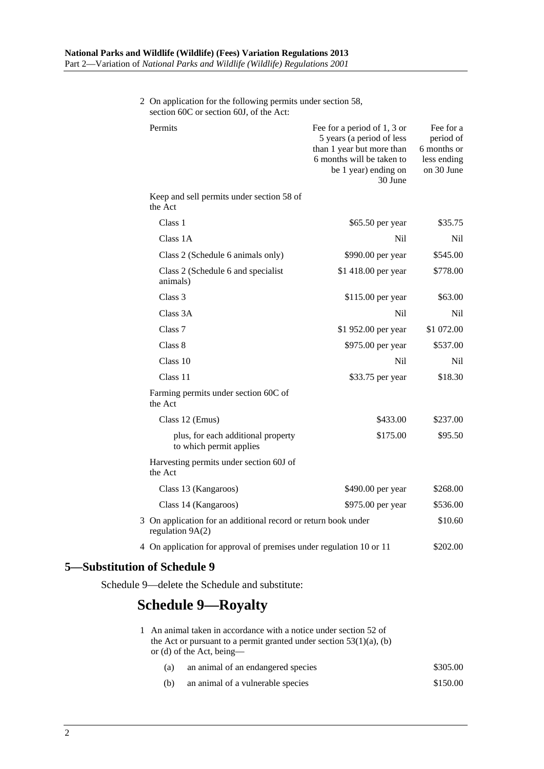2 On application for the following permits under section 58, section 60C or section 60J, of the Act:

| Permits | Fee for a period of 1, 3 or 5 years (a period of less than 1 year but more than 6 months will be taken to be 1 year) ending on 30 June | Fee for a period of 6 months or less ending on 30 June |
|---|---|---|
| Keep and sell permits under section 58 of the Act | | |
| Class 1 | $65.50 per year | $35.75 |
| Class 1A | Nil | Nil |
| Class 2 (Schedule 6 animals only) | $990.00 per year | $545.00 |
| Class 2 (Schedule 6 and specialist animals) | $1 418.00 per year | $778.00 |
| Class 3 | $115.00 per year | $63.00 |
| Class 3A | Nil | Nil |
| Class 7 | $1 952.00 per year | $1 072.00 |
| Class 8 | $975.00 per year | $537.00 |
| Class 10 | Nil | Nil |
| Class 11 | $33.75 per year | $18.30 |
| Farming permits under section 60C of the Act | | |
| Class 12 (Emus) | $433.00 | $237.00 |
| plus, for each additional property to which permit applies | $175.00 | $95.50 |
| Harvesting permits under section 60J of the Act | | |
| Class 13 (Kangaroos) | $490.00 per year | $268.00 |
| Class 14 (Kangaroos) | $975.00 per year | $536.00 |

3 On application for an additional record or return book under regulation 9A(2) — $10.60

4 On application for approval of premises under regulation 10 or 11 — $202.00

## 5—Substitution of Schedule 9

Schedule 9—delete the Schedule and substitute:

# Schedule 9—Royalty

1 An animal taken in accordance with a notice under section 52 of the Act or pursuant to a permit granted under section 53(1)(a), (b) or (d) of the Act, being—

| | | |
|---|---|---|
| (a) | an animal of an endangered species | $305.00 |
| (b) | an animal of a vulnerable species | $150.00 |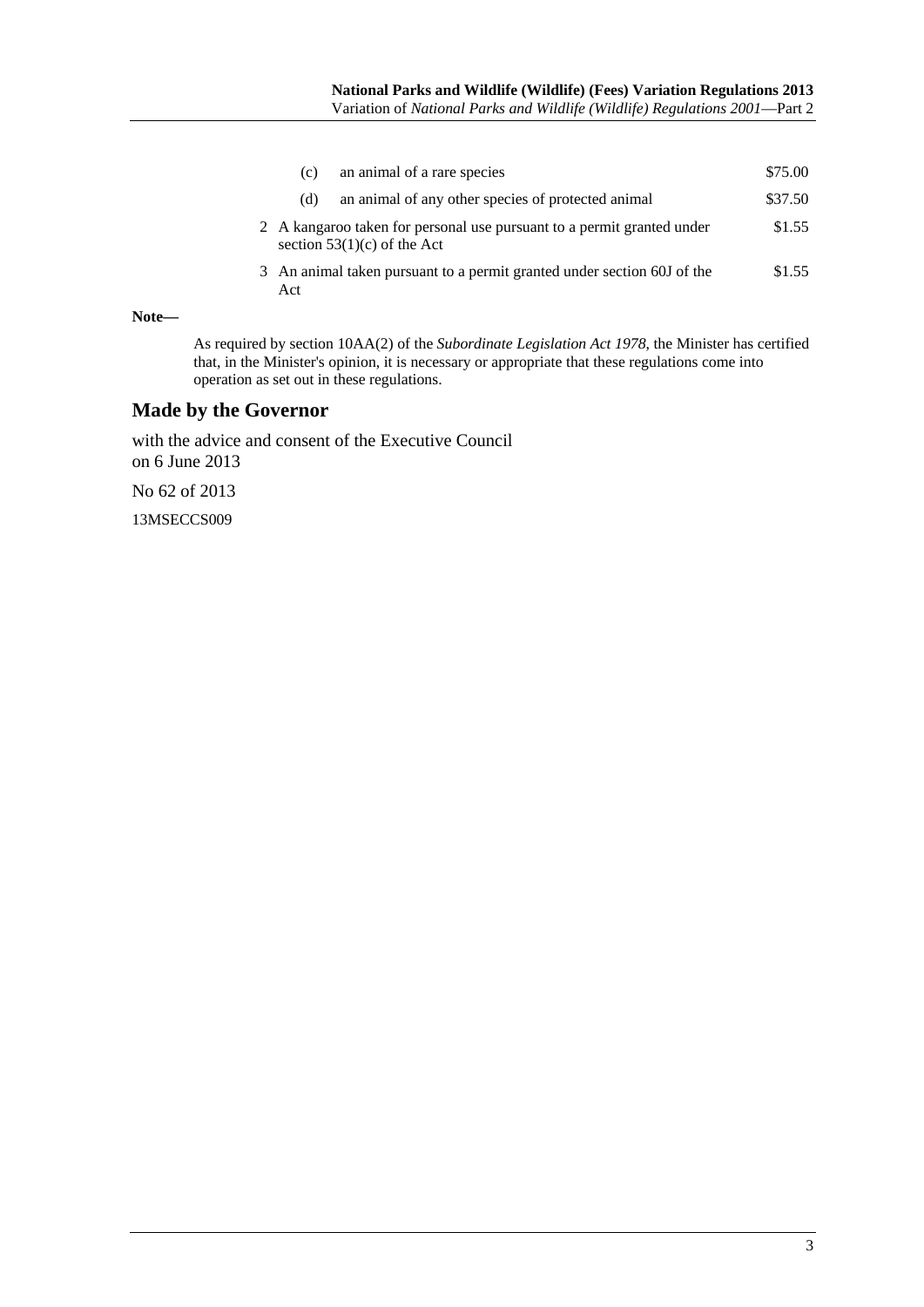| | | |
|---|---|---|
| | (c) an animal of a rare species | $75.00 |
| | (d) an animal of any other species of protected animal | $37.50 |
| 2 | A kangaroo taken for personal use pursuant to a permit granted under section 53(1)(c) of the Act | $1.55 |
| 3 | An animal taken pursuant to a permit granted under section 60J of the Act | $1.55 |

**Note—**

As required by section 10AA(2) of the *Subordinate Legislation Act 1978*, the Minister has certified that, in the Minister's opinion, it is necessary or appropriate that these regulations come into operation as set out in these regulations.

## Made by the Governor

with the advice and consent of the Executive Council on 6 June 2013

No 62 of 2013

13MSECCS009